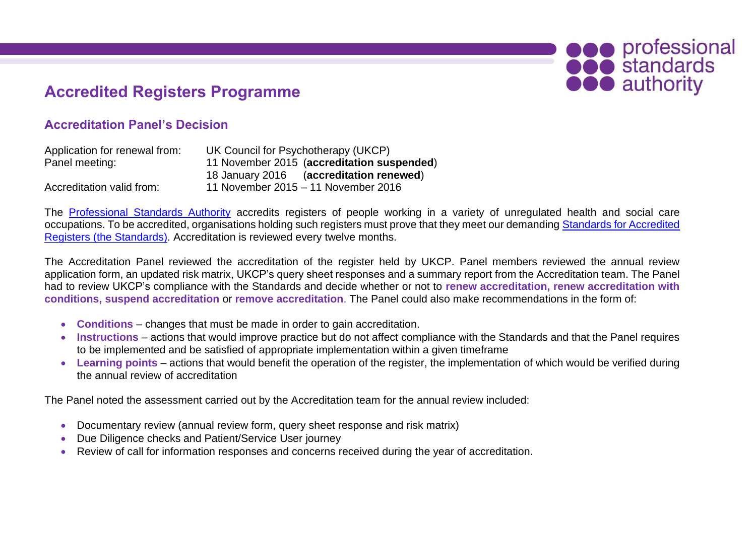# Accredited Registers Programme

## Accreditation Panel's Decision

Application for renewal from: UK Council for Psychotherapy (UKCP)
Panel meeting: 11 November 2015 (**accreditation suspended**)
18 January 2016 (**accreditation renewed**)
Accreditation valid from: 11 November 2015 – 11 November 2016

The Professional Standards Authority accredits registers of people working in a variety of unregulated health and social care occupations. To be accredited, organisations holding such registers must prove that they meet our demanding Standards for Accredited Registers (the Standards). Accreditation is reviewed every twelve months.

The Accreditation Panel reviewed the accreditation of the register held by UKCP. Panel members reviewed the annual review application form, an updated risk matrix, UKCP's query sheet responses and a summary report from the Accreditation team. The Panel had to review UKCP's compliance with the Standards and decide whether or not to **renew accreditation, renew accreditation with conditions, suspend accreditation** or **remove accreditation**. The Panel could also make recommendations in the form of:

- **Conditions** – changes that must be made in order to gain accreditation.
- **Instructions** – actions that would improve practice but do not affect compliance with the Standards and that the Panel requires to be implemented and be satisfied of appropriate implementation within a given timeframe
- **Learning points** – actions that would benefit the operation of the register, the implementation of which would be verified during the annual review of accreditation

The Panel noted the assessment carried out by the Accreditation team for the annual review included:

- Documentary review (annual review form, query sheet response and risk matrix)
- Due Diligence checks and Patient/Service User journey
- Review of call for information responses and concerns received during the year of accreditation.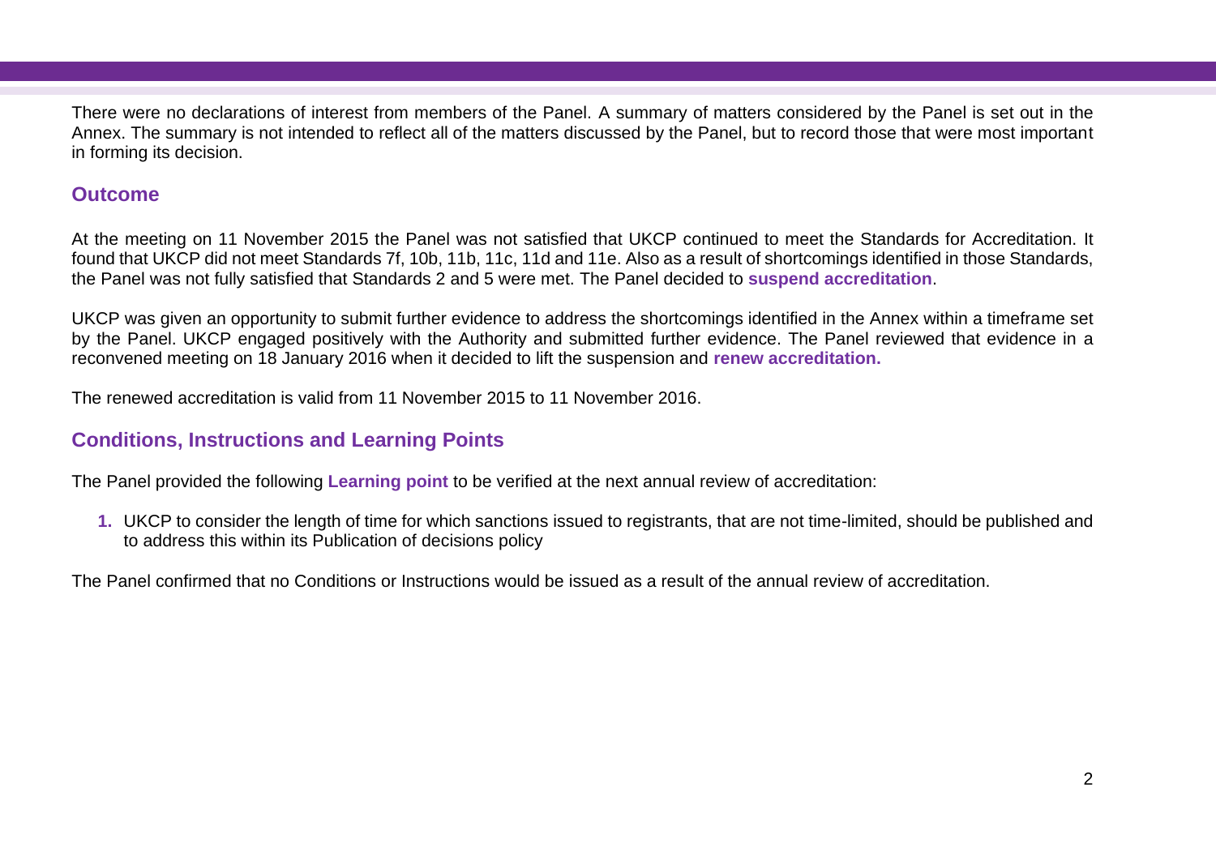There were no declarations of interest from members of the Panel. A summary of matters considered by the Panel is set out in the Annex. The summary is not intended to reflect all of the matters discussed by the Panel, but to record those that were most important in forming its decision.

## Outcome

At the meeting on 11 November 2015 the Panel was not satisfied that UKCP continued to meet the Standards for Accreditation. It found that UKCP did not meet Standards 7f, 10b, 11b, 11c, 11d and 11e. Also as a result of shortcomings identified in those Standards, the Panel was not fully satisfied that Standards 2 and 5 were met. The Panel decided to **suspend accreditation**.

UKCP was given an opportunity to submit further evidence to address the shortcomings identified in the Annex within a timeframe set by the Panel. UKCP engaged positively with the Authority and submitted further evidence. The Panel reviewed that evidence in a reconvened meeting on 18 January 2016 when it decided to lift the suspension and **renew accreditation.**

The renewed accreditation is valid from 11 November 2015 to 11 November 2016.

## Conditions, Instructions and Learning Points

The Panel provided the following **Learning point** to be verified at the next annual review of accreditation:

1. UKCP to consider the length of time for which sanctions issued to registrants, that are not time-limited, should be published and to address this within its Publication of decisions policy

The Panel confirmed that no Conditions or Instructions would be issued as a result of the annual review of accreditation.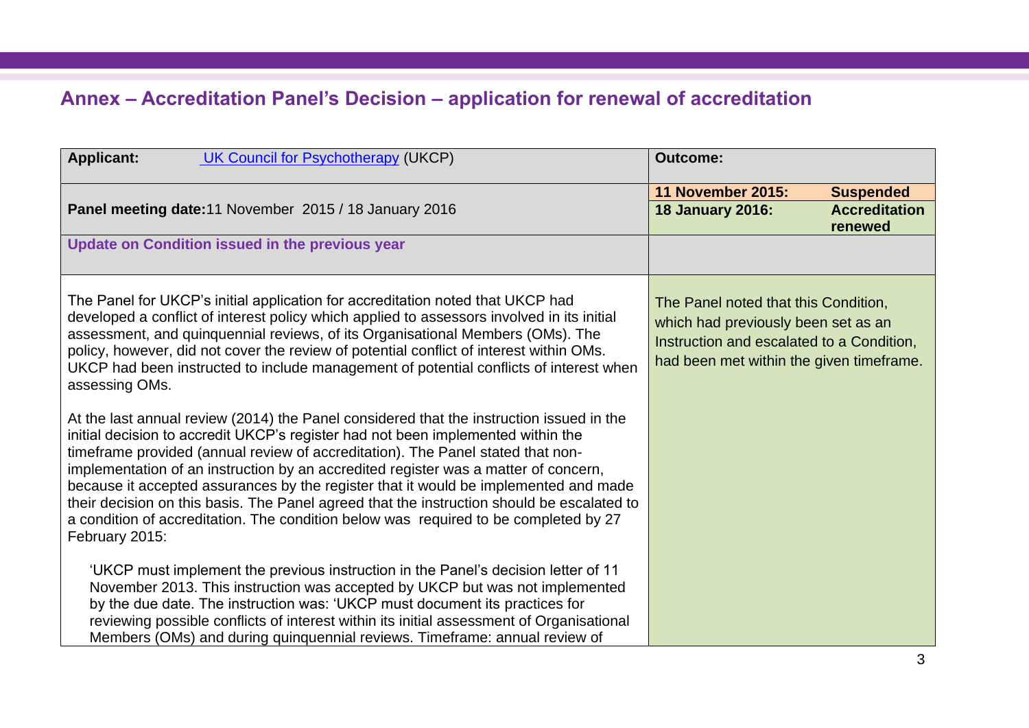## Annex – Accreditation Panel's Decision – application for renewal of accreditation

| Applicant: UK Council for Psychotherapy (UKCP) | Outcome: |
|---|---|
| **Panel meeting date:** 11 November 2015 / 18 January 2016 | **11 November 2015:** **Suspended**<br>**18 January 2016:** **Accreditation renewed** |
| **Update on Condition issued in the previous year** | |
| The Panel for UKCP's initial application for accreditation noted that UKCP had developed a conflict of interest policy which applied to assessors involved in its initial assessment, and quinquennial reviews, of its Organisational Members (OMs). The policy, however, did not cover the review of potential conflict of interest within OMs. UKCP had been instructed to include management of potential conflicts of interest when assessing OMs.<br><br>At the last annual review (2014) the Panel considered that the instruction issued in the initial decision to accredit UKCP's register had not been implemented within the timeframe provided (annual review of accreditation). The Panel stated that non-implementation of an instruction by an accredited register was a matter of concern, because it accepted assurances by the register that it would be implemented and made their decision on this basis. The Panel agreed that the instruction should be escalated to a condition of accreditation. The condition below was required to be completed by 27 February 2015:<br><br>'UKCP must implement the previous instruction in the Panel's decision letter of 11 November 2013. This instruction was accepted by UKCP but was not implemented by the due date. The instruction was: 'UKCP must document its practices for reviewing possible conflicts of interest within its initial assessment of Organisational Members (OMs) and during quinquennial reviews. Timeframe: annual review of | The Panel noted that this Condition, which had previously been set as an Instruction and escalated to a Condition, had been met within the given timeframe. |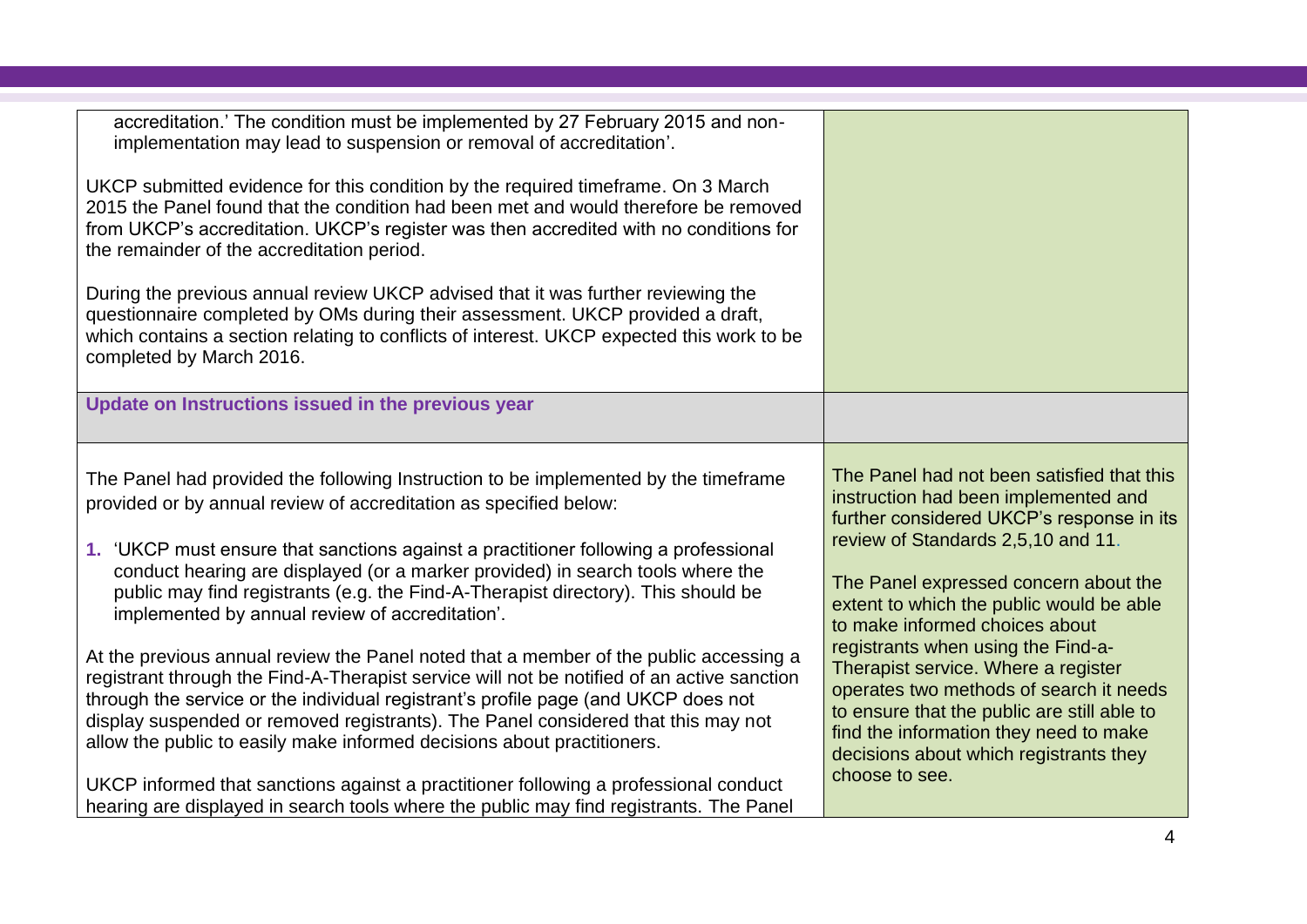| | |
|---|---|
| accreditation.' The condition must be implemented by 27 February 2015 and non-implementation may lead to suspension or removal of accreditation'.<br><br>UKCP submitted evidence for this condition by the required timeframe. On 3 March 2015 the Panel found that the condition had been met and would therefore be removed from UKCP's accreditation. UKCP's register was then accredited with no conditions for the remainder of the accreditation period.<br><br>During the previous annual review UKCP advised that it was further reviewing the questionnaire completed by OMs during their assessment. UKCP provided a draft, which contains a section relating to conflicts of interest. UKCP expected this work to be completed by March 2016. | |
| **Update on Instructions issued in the previous year** | |
| The Panel had provided the following Instruction to be implemented by the timeframe provided or by annual review of accreditation as specified below:<br><br>**1.** 'UKCP must ensure that sanctions against a practitioner following a professional conduct hearing are displayed (or a marker provided) in search tools where the public may find registrants (e.g. the Find-A-Therapist directory). This should be implemented by annual review of accreditation'.<br><br>At the previous annual review the Panel noted that a member of the public accessing a registrant through the Find-A-Therapist service will not be notified of an active sanction through the service or the individual registrant's profile page (and UKCP does not display suspended or removed registrants). The Panel considered that this may not allow the public to easily make informed decisions about practitioners.<br><br>UKCP informed that sanctions against a practitioner following a professional conduct hearing are displayed in search tools where the public may find registrants. The Panel | The Panel had not been satisfied that this instruction had been implemented and further considered UKCP's response in its review of Standards 2,5,10 and 11.<br><br>The Panel expressed concern about the extent to which the public would be able to make informed choices about registrants when using the Find-a-Therapist service. Where a register operates two methods of search it needs to ensure that the public are still able to find the information they need to make decisions about which registrants they choose to see. |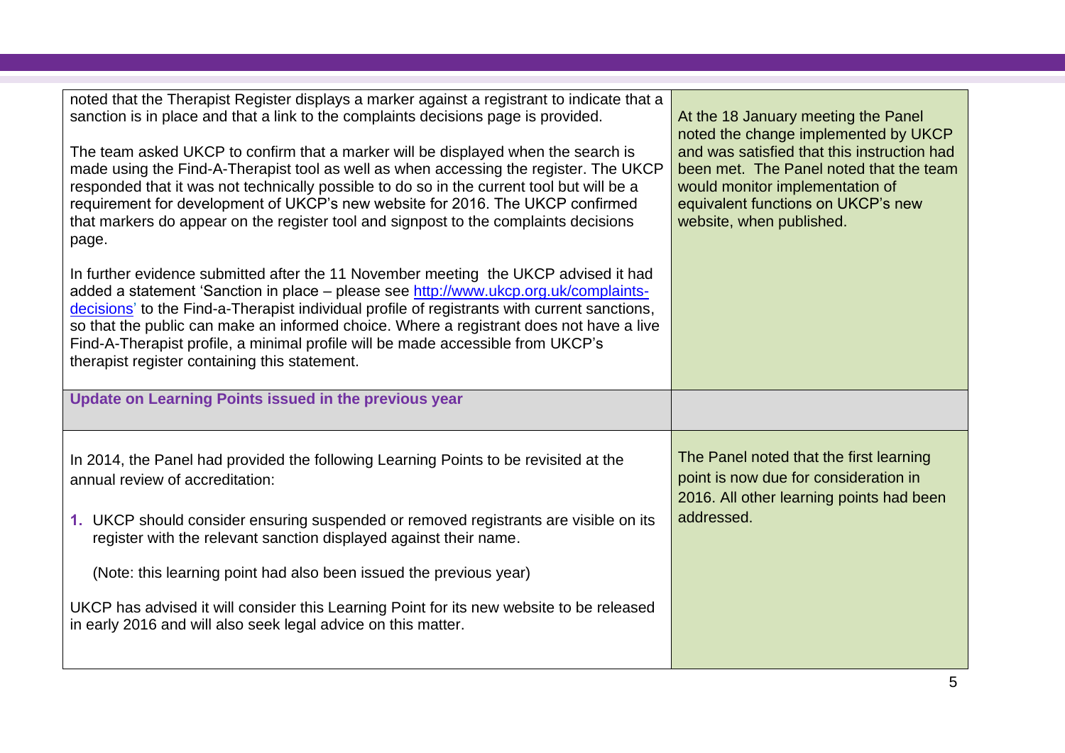| | |
|---|---|
| noted that the Therapist Register displays a marker against a registrant to indicate that a sanction is in place and that a link to the complaints decisions page is provided.<br><br>The team asked UKCP to confirm that a marker will be displayed when the search is made using the Find-A-Therapist tool as well as when accessing the register. The UKCP responded that it was not technically possible to do so in the current tool but will be a requirement for development of UKCP's new website for 2016. The UKCP confirmed that markers do appear on the register tool and signpost to the complaints decisions page.<br><br>In further evidence submitted after the 11 November meeting the UKCP advised it had added a statement 'Sanction in place – please see http://www.ukcp.org.uk/complaints-decisions' to the Find-a-Therapist individual profile of registrants with current sanctions, so that the public can make an informed choice. Where a registrant does not have a live Find-A-Therapist profile, a minimal profile will be made accessible from UKCP's therapist register containing this statement. | At the 18 January meeting the Panel noted the change implemented by UKCP and was satisfied that this instruction had been met. The Panel noted that the team would monitor implementation of equivalent functions on UKCP's new website, when published. |
| **Update on Learning Points issued in the previous year** | |
| In 2014, the Panel had provided the following Learning Points to be revisited at the annual review of accreditation:<br><br>1. UKCP should consider ensuring suspended or removed registrants are visible on its register with the relevant sanction displayed against their name.<br><br>(Note: this learning point had also been issued the previous year)<br><br>UKCP has advised it will consider this Learning Point for its new website to be released in early 2016 and will also seek legal advice on this matter. | The Panel noted that the first learning point is now due for consideration in 2016. All other learning points had been addressed. |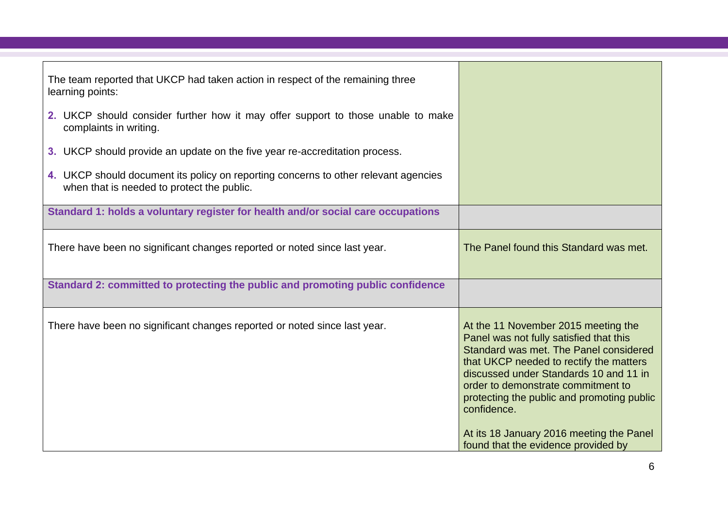| | |
|---|---|
| The team reported that UKCP had taken action in respect of the remaining three learning points:<br><br>**2.** UKCP should consider further how it may offer support to those unable to make complaints in writing.<br><br>**3.** UKCP should provide an update on the five year re-accreditation process.<br><br>**4.** UKCP should document its policy on reporting concerns to other relevant agencies when that is needed to protect the public. | |
| **Standard 1: holds a voluntary register for health and/or social care occupations** | |
| There have been no significant changes reported or noted since last year. | The Panel found this Standard was met. |
| **Standard 2: committed to protecting the public and promoting public confidence** | |
| There have been no significant changes reported or noted since last year. | At the 11 November 2015 meeting the Panel was not fully satisfied that this Standard was met. The Panel considered that UKCP needed to rectify the matters discussed under Standards 10 and 11 in order to demonstrate commitment to protecting the public and promoting public confidence.<br><br>At its 18 January 2016 meeting the Panel found that the evidence provided by |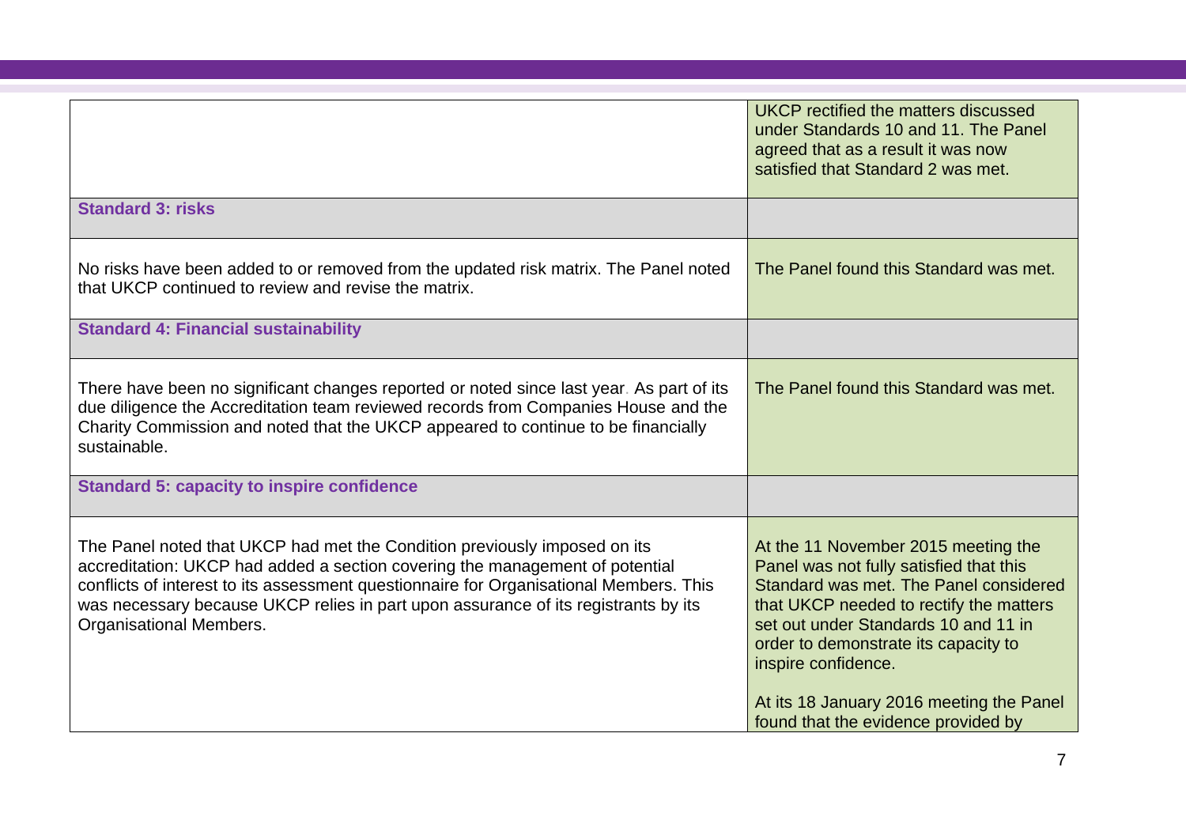| | |
|---|---|
| | UKCP rectified the matters discussed under Standards 10 and 11. The Panel agreed that as a result it was now satisfied that Standard 2 was met. |
| **Standard 3: risks** | |
| No risks have been added to or removed from the updated risk matrix. The Panel noted that UKCP continued to review and revise the matrix. | The Panel found this Standard was met. |
| **Standard 4: Financial sustainability** | |
| There have been no significant changes reported or noted since last year. As part of its due diligence the Accreditation team reviewed records from Companies House and the Charity Commission and noted that the UKCP appeared to continue to be financially sustainable. | The Panel found this Standard was met. |
| **Standard 5: capacity to inspire confidence** | |
| The Panel noted that UKCP had met the Condition previously imposed on its accreditation: UKCP had added a section covering the management of potential conflicts of interest to its assessment questionnaire for Organisational Members. This was necessary because UKCP relies in part upon assurance of its registrants by its Organisational Members. | At the 11 November 2015 meeting the Panel was not fully satisfied that this Standard was met. The Panel considered that UKCP needed to rectify the matters set out under Standards 10 and 11 in order to demonstrate its capacity to inspire confidence.<br><br>At its 18 January 2016 meeting the Panel found that the evidence provided by |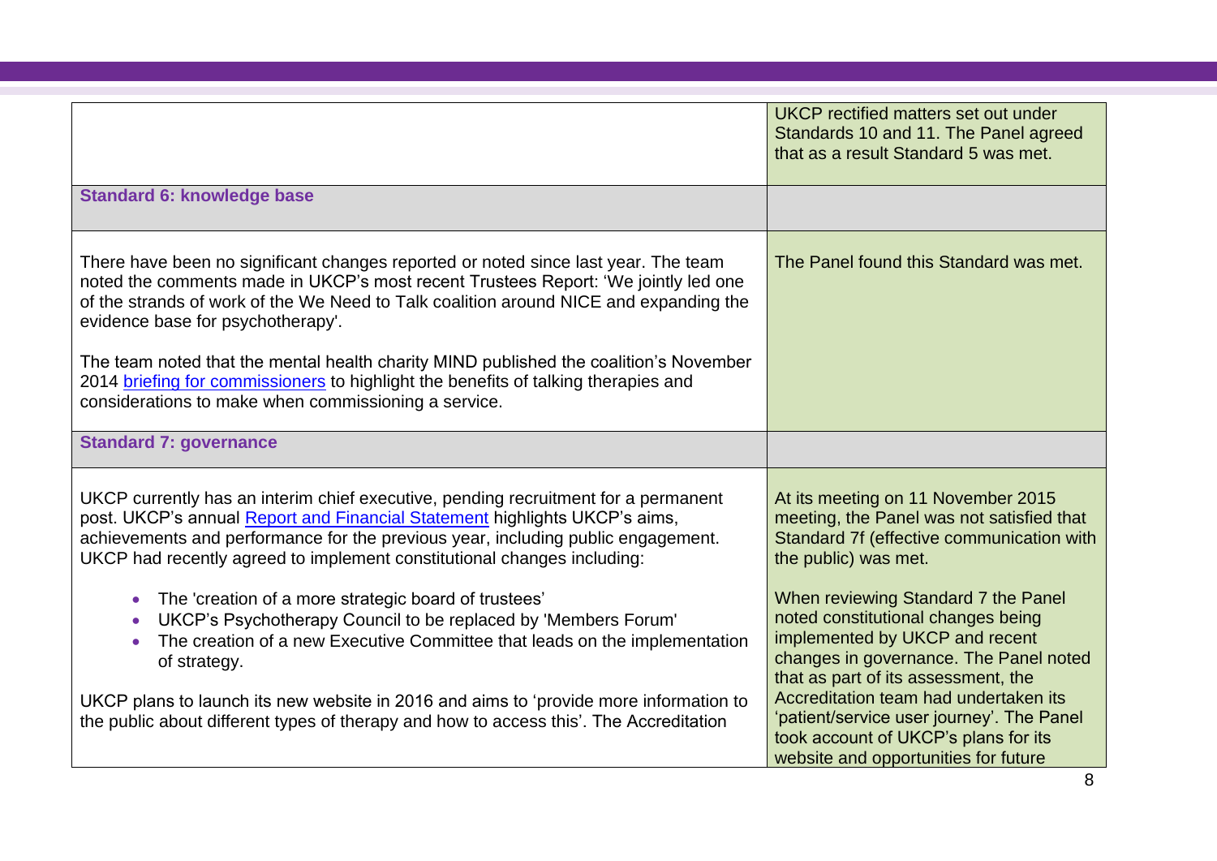| | |
|---|---|
| | UKCP rectified matters set out under Standards 10 and 11. The Panel agreed that as a result Standard 5 was met. |
| **Standard 6: knowledge base** | |
| There have been no significant changes reported or noted since last year. The team noted the comments made in UKCP's most recent Trustees Report: 'We jointly led one of the strands of work of the We Need to Talk coalition around NICE and expanding the evidence base for psychotherapy'.<br><br>The team noted that the mental health charity MIND published the coalition's November 2014 briefing for commissioners to highlight the benefits of talking therapies and considerations to make when commissioning a service. | The Panel found this Standard was met. |
| **Standard 7: governance** | |
| UKCP currently has an interim chief executive, pending recruitment for a permanent post. UKCP's annual Report and Financial Statement highlights UKCP's aims, achievements and performance for the previous year, including public engagement. UKCP had recently agreed to implement constitutional changes including:<br><br>• The 'creation of a more strategic board of trustees'<br>• UKCP's Psychotherapy Council to be replaced by 'Members Forum'<br>• The creation of a new Executive Committee that leads on the implementation of strategy.<br><br>UKCP plans to launch its new website in 2016 and aims to 'provide more information to the public about different types of therapy and how to access this'. The Accreditation | At its meeting on 11 November 2015 meeting, the Panel was not satisfied that Standard 7f (effective communication with the public) was met.<br><br>When reviewing Standard 7 the Panel noted constitutional changes being implemented by UKCP and recent changes in governance. The Panel noted that as part of its assessment, the Accreditation team had undertaken its 'patient/service user journey'. The Panel took account of UKCP's plans for its website and opportunities for future |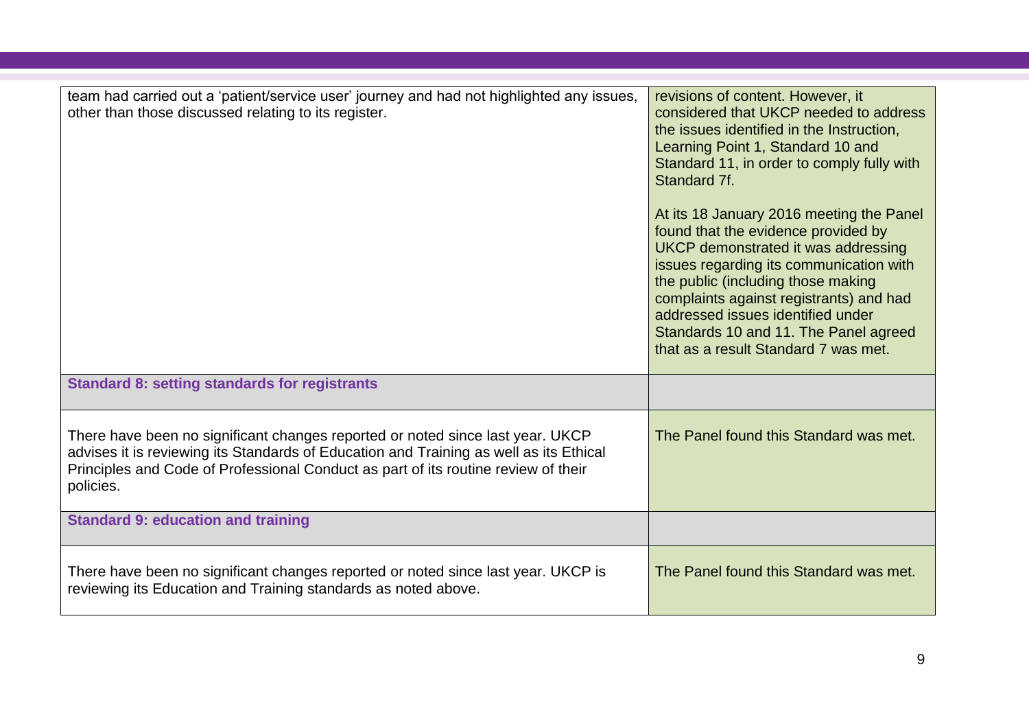| | |
|---|---|
| team had carried out a ‘patient/service user’ journey and had not highlighted any issues, other than those discussed relating to its register. | revisions of content. However, it considered that UKCP needed to address the issues identified in the Instruction, Learning Point 1, Standard 10 and Standard 11, in order to comply fully with Standard 7f.<br><br>At its 18 January 2016 meeting the Panel found that the evidence provided by UKCP demonstrated it was addressing issues regarding its communication with the public (including those making complaints against registrants) and had addressed issues identified under Standards 10 and 11. The Panel agreed that as a result Standard 7 was met. |
| **Standard 8: setting standards for registrants** | |
| There have been no significant changes reported or noted since last year. UKCP advises it is reviewing its Standards of Education and Training as well as its Ethical Principles and Code of Professional Conduct as part of its routine review of their policies. | The Panel found this Standard was met. |
| **Standard 9: education and training** | |
| There have been no significant changes reported or noted since last year. UKCP is reviewing its Education and Training standards as noted above. | The Panel found this Standard was met. |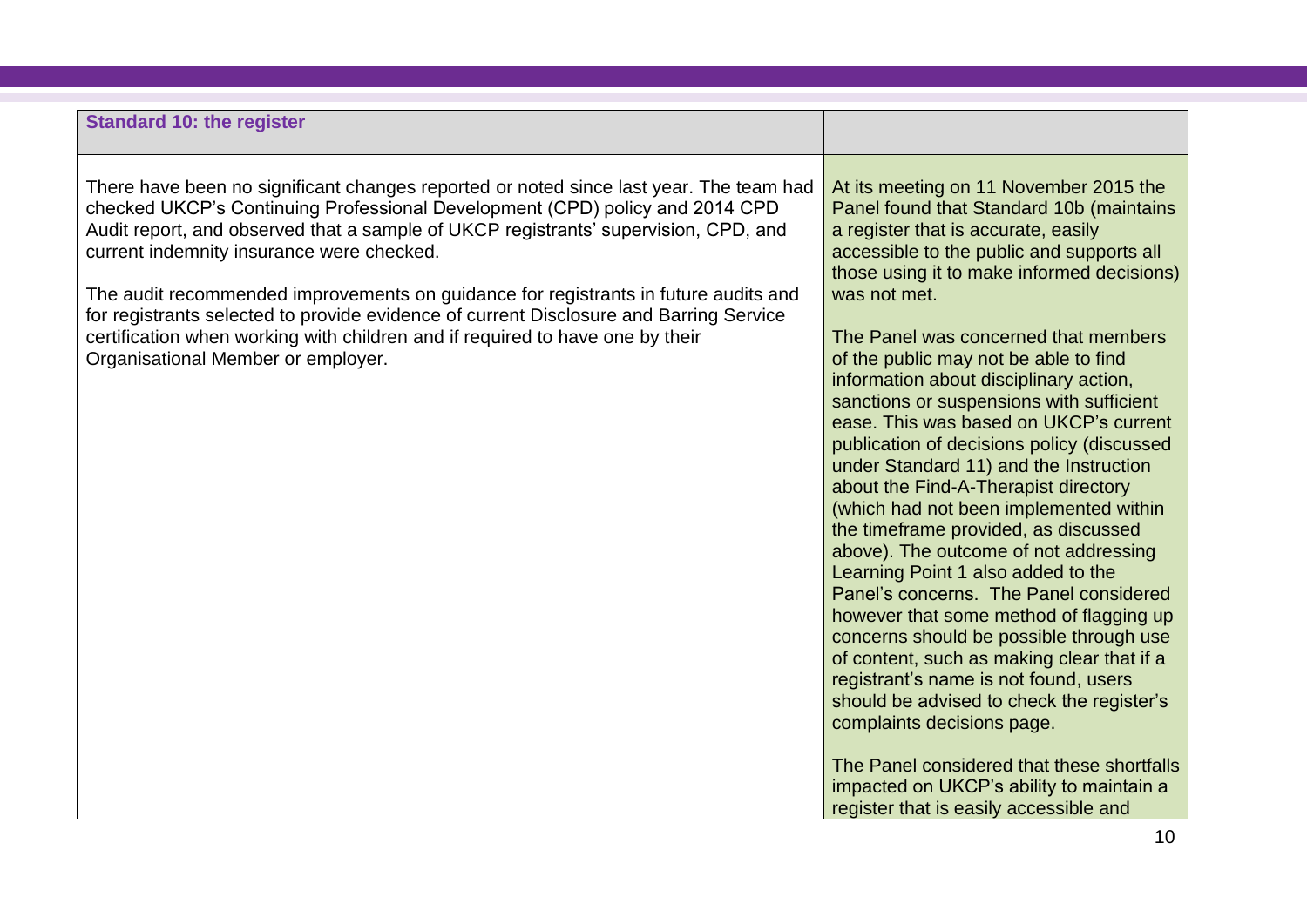| Standard 10: the register | |
|---|---|
| There have been no significant changes reported or noted since last year. The team had checked UKCP's Continuing Professional Development (CPD) policy and 2014 CPD Audit report, and observed that a sample of UKCP registrants' supervision, CPD, and current indemnity insurance were checked.<br><br>The audit recommended improvements on guidance for registrants in future audits and for registrants selected to provide evidence of current Disclosure and Barring Service certification when working with children and if required to have one by their Organisational Member or employer. | At its meeting on 11 November 2015 the Panel found that Standard 10b (maintains a register that is accurate, easily accessible to the public and supports all those using it to make informed decisions) was not met.<br><br>The Panel was concerned that members of the public may not be able to find information about disciplinary action, sanctions or suspensions with sufficient ease. This was based on UKCP's current publication of decisions policy (discussed under Standard 11) and the Instruction about the Find-A-Therapist directory (which had not been implemented within the timeframe provided, as discussed above). The outcome of not addressing Learning Point 1 also added to the Panel's concerns. The Panel considered however that some method of flagging up concerns should be possible through use of content, such as making clear that if a registrant's name is not found, users should be advised to check the register's complaints decisions page.<br><br>The Panel considered that these shortfalls impacted on UKCP's ability to maintain a register that is easily accessible and |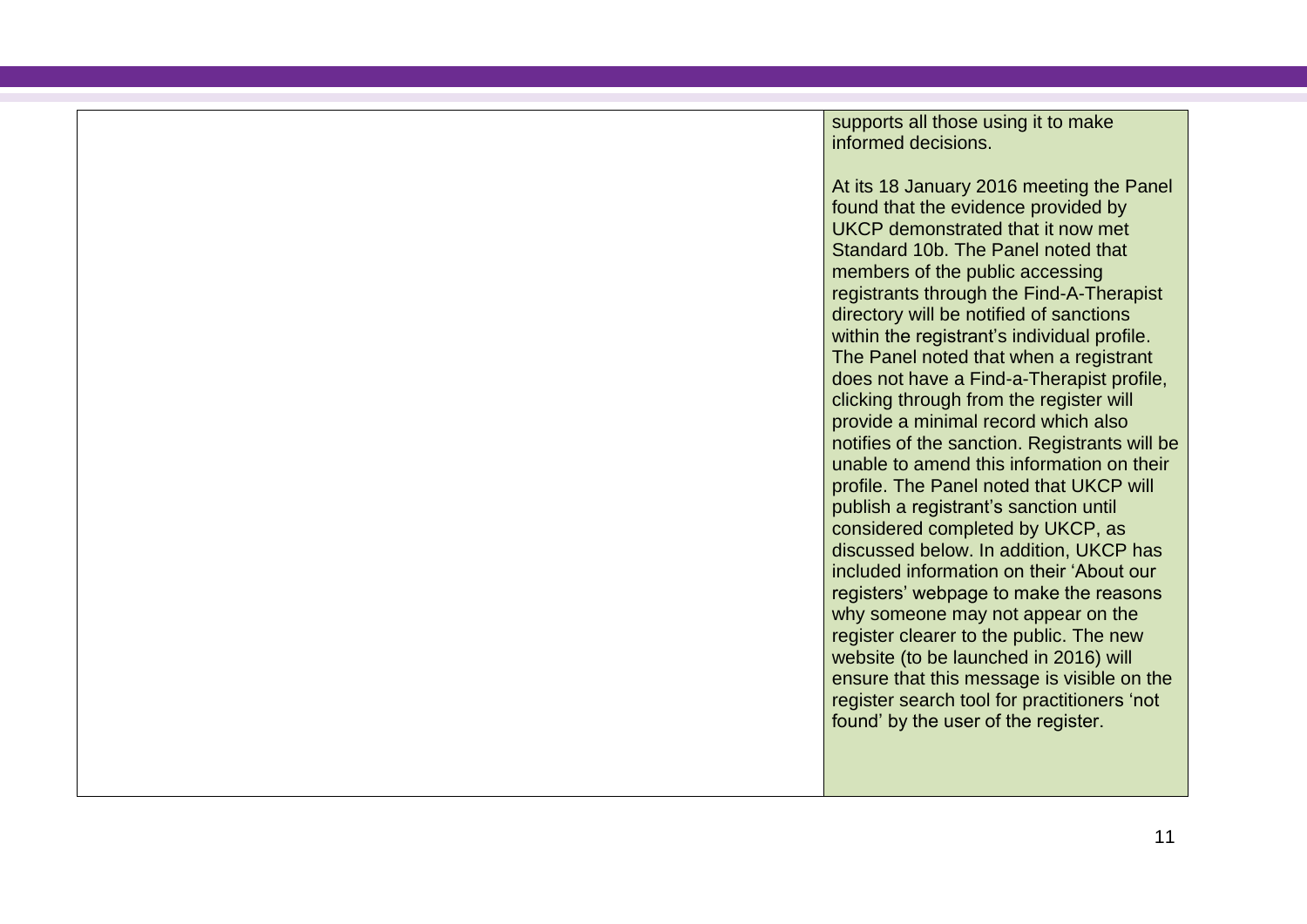| | |
|---|---|
| | supports all those using it to make informed decisions.<br><br>At its 18 January 2016 meeting the Panel found that the evidence provided by UKCP demonstrated that it now met Standard 10b. The Panel noted that members of the public accessing registrants through the Find-A-Therapist directory will be notified of sanctions within the registrant's individual profile. The Panel noted that when a registrant does not have a Find-a-Therapist profile, clicking through from the register will provide a minimal record which also notifies of the sanction. Registrants will be unable to amend this information on their profile. The Panel noted that UKCP will publish a registrant's sanction until considered completed by UKCP, as discussed below. In addition, UKCP has included information on their 'About our registers' webpage to make the reasons why someone may not appear on the register clearer to the public. The new website (to be launched in 2016) will ensure that this message is visible on the register search tool for practitioners 'not found' by the user of the register. |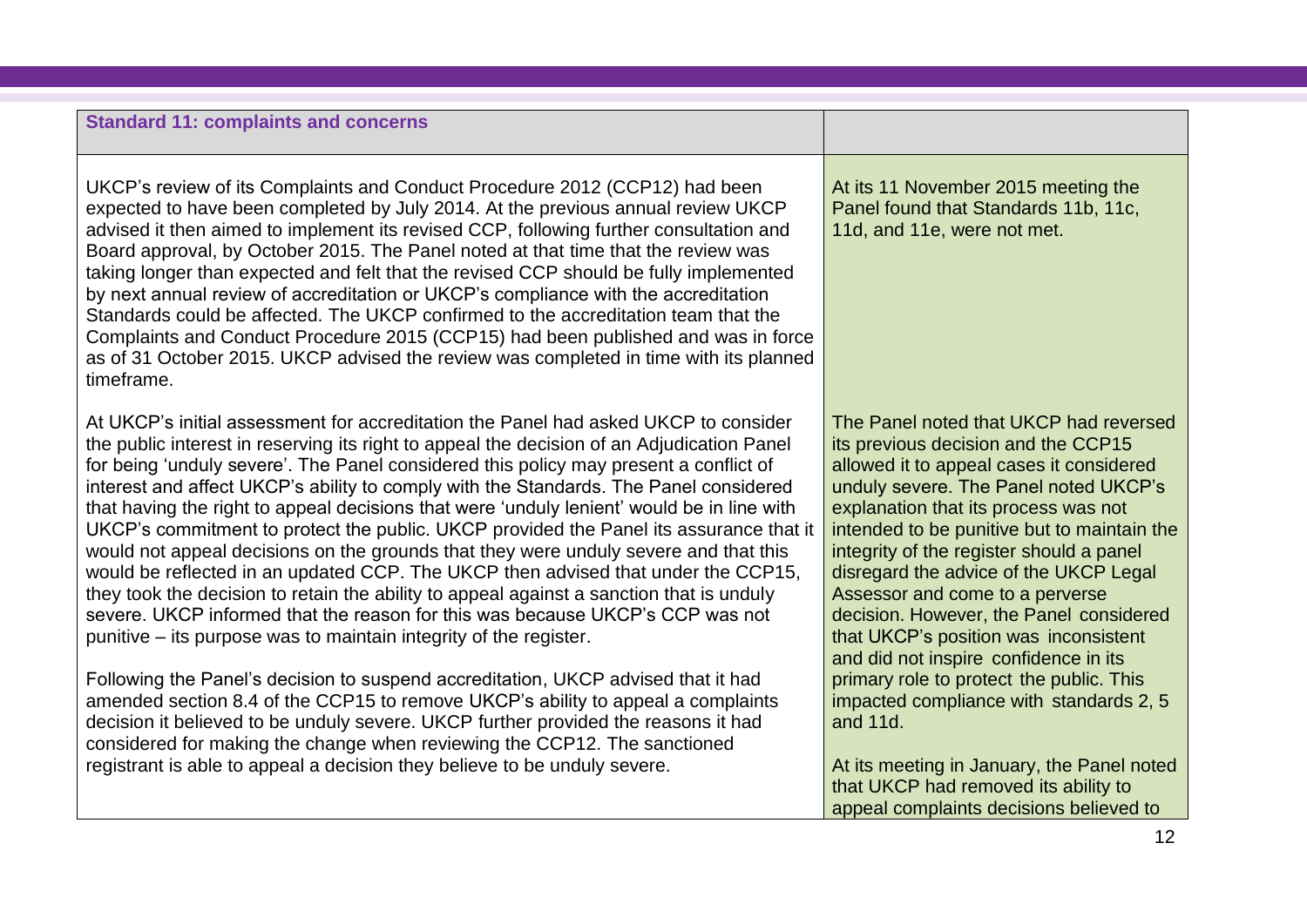| Standard 11: complaints and concerns | |
| --- | --- |
| UKCP's review of its Complaints and Conduct Procedure 2012 (CCP12) had been expected to have been completed by July 2014. At the previous annual review UKCP advised it then aimed to implement its revised CCP, following further consultation and Board approval, by October 2015. The Panel noted at that time that the review was taking longer than expected and felt that the revised CCP should be fully implemented by next annual review of accreditation or UKCP's compliance with the accreditation Standards could be affected. The UKCP confirmed to the accreditation team that the Complaints and Conduct Procedure 2015 (CCP15) had been published and was in force as of 31 October 2015. UKCP advised the review was completed in time with its planned timeframe. | At its 11 November 2015 meeting the Panel found that Standards 11b, 11c, 11d, and 11e, were not met. |
| At UKCP's initial assessment for accreditation the Panel had asked UKCP to consider the public interest in reserving its right to appeal the decision of an Adjudication Panel for being 'unduly severe'. The Panel considered this policy may present a conflict of interest and affect UKCP's ability to comply with the Standards. The Panel considered that having the right to appeal decisions that were 'unduly lenient' would be in line with UKCP's commitment to protect the public. UKCP provided the Panel its assurance that it would not appeal decisions on the grounds that they were unduly severe and that this would be reflected in an updated CCP. The UKCP then advised that under the CCP15, they took the decision to retain the ability to appeal against a sanction that is unduly severe. UKCP informed that the reason for this was because UKCP's CCP was not punitive – its purpose was to maintain integrity of the register.<br><br>Following the Panel's decision to suspend accreditation, UKCP advised that it had amended section 8.4 of the CCP15 to remove UKCP's ability to appeal a complaints decision it believed to be unduly severe. UKCP further provided the reasons it had considered for making the change when reviewing the CCP12. The sanctioned registrant is able to appeal a decision they believe to be unduly severe. | The Panel noted that UKCP had reversed its previous decision and the CCP15 allowed it to appeal cases it considered unduly severe. The Panel noted UKCP's explanation that its process was not intended to be punitive but to maintain the integrity of the register should a panel disregard the advice of the UKCP Legal Assessor and come to a perverse decision. However, the Panel considered that UKCP's position was inconsistent and did not inspire confidence in its primary role to protect the public. This impacted compliance with standards 2, 5 and 11d.<br><br>At its meeting in January, the Panel noted that UKCP had removed its ability to appeal complaints decisions believed to |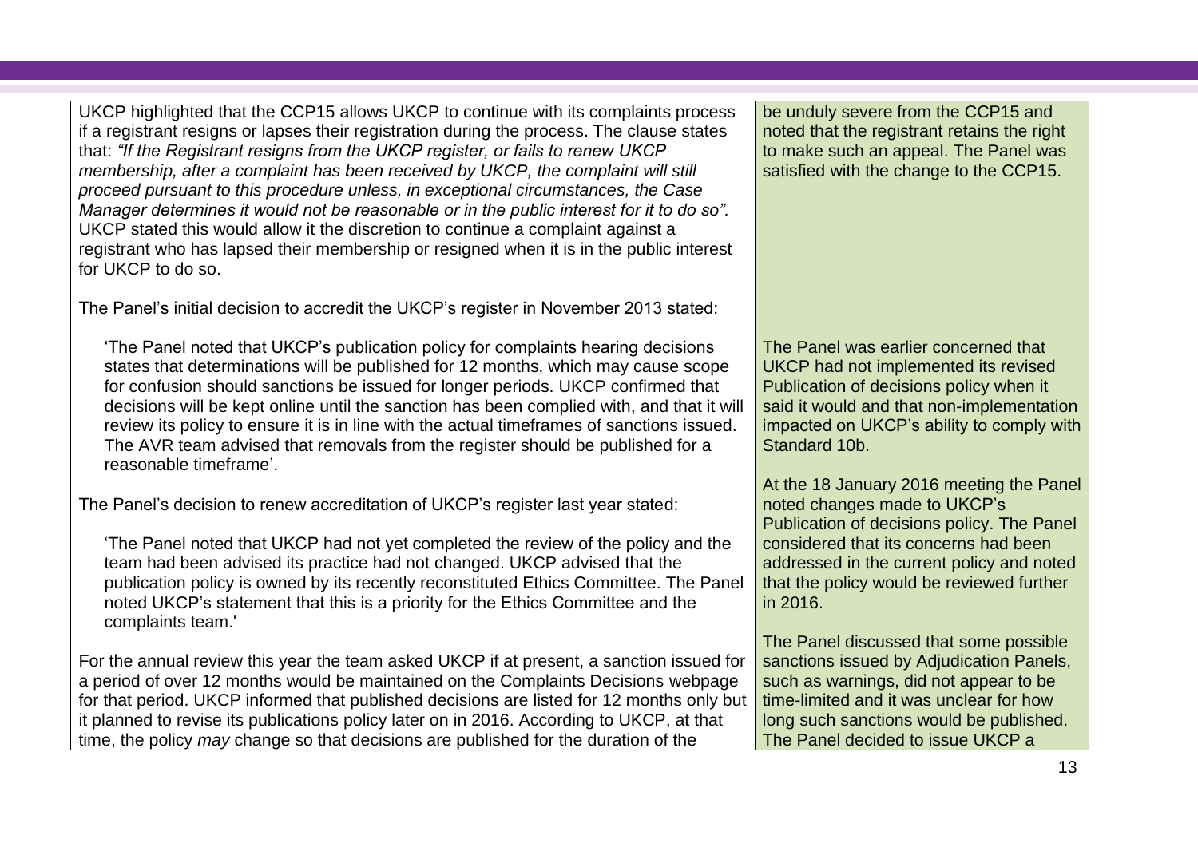| | |
|---|---|
| UKCP highlighted that the CCP15 allows UKCP to continue with its complaints process if a registrant resigns or lapses their registration during the process. The clause states that: *"If the Registrant resigns from the UKCP register, or fails to renew UKCP membership, after a complaint has been received by UKCP, the complaint will still proceed pursuant to this procedure unless, in exceptional circumstances, the Case Manager determines it would not be reasonable or in the public interest for it to do so".* UKCP stated this would allow it the discretion to continue a complaint against a registrant who has lapsed their membership or resigned when it is in the public interest for UKCP to do so.<br><br>The Panel's initial decision to accredit the UKCP's register in November 2013 stated:<br><br>'The Panel noted that UKCP's publication policy for complaints hearing decisions states that determinations will be published for 12 months, which may cause scope for confusion should sanctions be issued for longer periods. UKCP confirmed that decisions will be kept online until the sanction has been complied with, and that it will review its policy to ensure it is in line with the actual timeframes of sanctions issued. The AVR team advised that removals from the register should be published for a reasonable timeframe'.<br><br>The Panel's decision to renew accreditation of UKCP's register last year stated:<br><br>'The Panel noted that UKCP had not yet completed the review of the policy and the team had been advised its practice had not changed. UKCP advised that the publication policy is owned by its recently reconstituted Ethics Committee. The Panel noted UKCP's statement that this is a priority for the Ethics Committee and the complaints team.'<br><br>For the annual review this year the team asked UKCP if at present, a sanction issued for a period of over 12 months would be maintained on the Complaints Decisions webpage for that period. UKCP informed that published decisions are listed for 12 months only but it planned to revise its publications policy later on in 2016. According to UKCP, at that time, the policy *may* change so that decisions are published for the duration of the | be unduly severe from the CCP15 and noted that the registrant retains the right to make such an appeal. The Panel was satisfied with the change to the CCP15.<br><br>The Panel was earlier concerned that UKCP had not implemented its revised Publication of decisions policy when it said it would and that non-implementation impacted on UKCP's ability to comply with Standard 10b.<br><br>At the 18 January 2016 meeting the Panel noted changes made to UKCP's Publication of decisions policy. The Panel considered that its concerns had been addressed in the current policy and noted that the policy would be reviewed further in 2016.<br><br>The Panel discussed that some possible sanctions issued by Adjudication Panels, such as warnings, did not appear to be time-limited and it was unclear for how long such sanctions would be published. The Panel decided to issue UKCP a |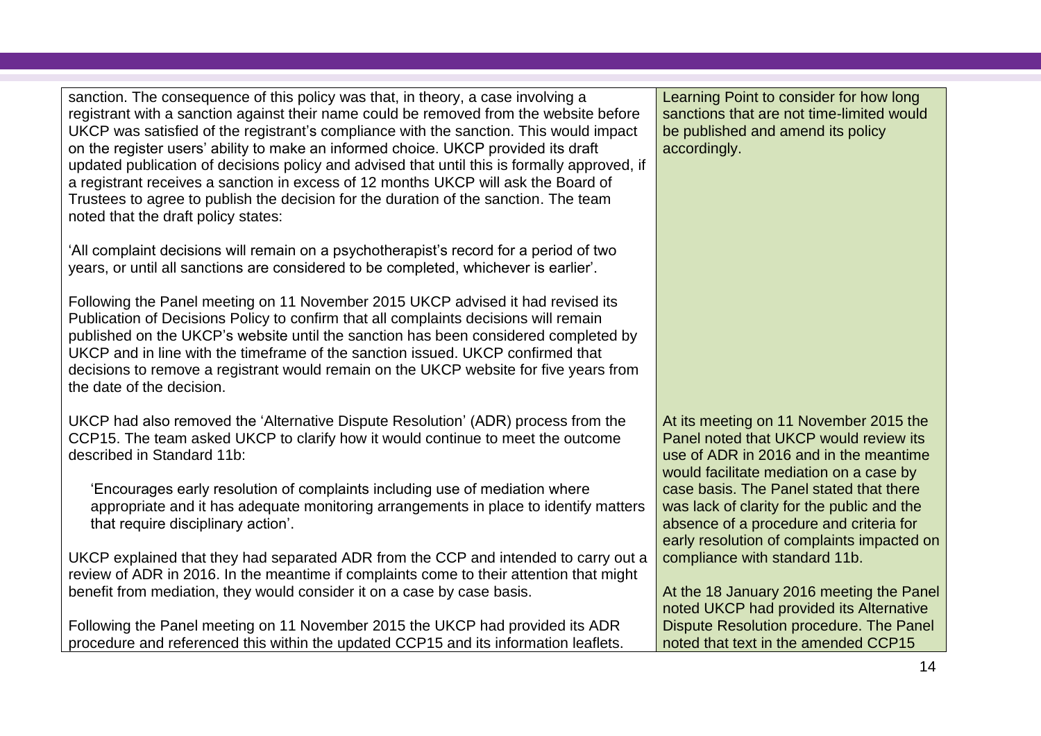| | |
|---|---|
| sanction. The consequence of this policy was that, in theory, a case involving a registrant with a sanction against their name could be removed from the website before UKCP was satisfied of the registrant's compliance with the sanction. This would impact on the register users' ability to make an informed choice. UKCP provided its draft updated publication of decisions policy and advised that until this is formally approved, if a registrant receives a sanction in excess of 12 months UKCP will ask the Board of Trustees to agree to publish the decision for the duration of the sanction. The team noted that the draft policy states:<br><br>'All complaint decisions will remain on a psychotherapist's record for a period of two years, or until all sanctions are considered to be completed, whichever is earlier'.<br><br>Following the Panel meeting on 11 November 2015 UKCP advised it had revised its Publication of Decisions Policy to confirm that all complaints decisions will remain published on the UKCP's website until the sanction has been considered completed by UKCP and in line with the timeframe of the sanction issued. UKCP confirmed that decisions to remove a registrant would remain on the UKCP website for five years from the date of the decision. | Learning Point to consider for how long sanctions that are not time-limited would be published and amend its policy accordingly. |
| UKCP had also removed the 'Alternative Dispute Resolution' (ADR) process from the CCP15. The team asked UKCP to clarify how it would continue to meet the outcome described in Standard 11b:<br><br>'Encourages early resolution of complaints including use of mediation where appropriate and it has adequate monitoring arrangements in place to identify matters that require disciplinary action'.<br><br>UKCP explained that they had separated ADR from the CCP and intended to carry out a review of ADR in 2016. In the meantime if complaints come to their attention that might benefit from mediation, they would consider it on a case by case basis.<br><br>Following the Panel meeting on 11 November 2015 the UKCP had provided its ADR procedure and referenced this within the updated CCP15 and its information leaflets. | At its meeting on 11 November 2015 the Panel noted that UKCP would review its use of ADR in 2016 and in the meantime would facilitate mediation on a case by case basis. The Panel stated that there was lack of clarity for the public and the absence of a procedure and criteria for early resolution of complaints impacted on compliance with standard 11b.<br><br>At the 18 January 2016 meeting the Panel noted UKCP had provided its Alternative Dispute Resolution procedure. The Panel noted that text in the amended CCP15 |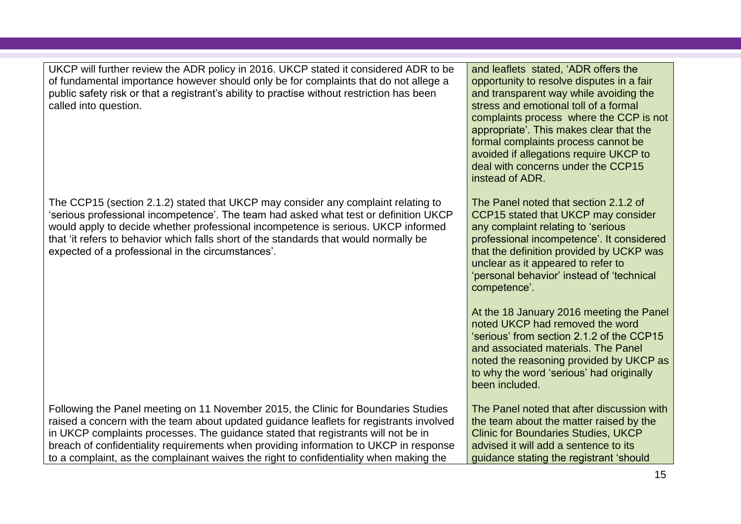| | |
|---|---|
| UKCP will further review the ADR policy in 2016. UKCP stated it considered ADR to be of fundamental importance however should only be for complaints that do not allege a public safety risk or that a registrant's ability to practise without restriction has been called into question. | and leaflets stated, 'ADR offers the opportunity to resolve disputes in a fair and transparent way while avoiding the stress and emotional toll of a formal complaints process where the CCP is not appropriate'. This makes clear that the formal complaints process cannot be avoided if allegations require UKCP to deal with concerns under the CCP15 instead of ADR. |
| The CCP15 (section 2.1.2) stated that UKCP may consider any complaint relating to 'serious professional incompetence'. The team had asked what test or definition UKCP would apply to decide whether professional incompetence is serious. UKCP informed that 'it refers to behavior which falls short of the standards that would normally be expected of a professional in the circumstances'. | The Panel noted that section 2.1.2 of CCP15 stated that UKCP may consider any complaint relating to 'serious professional incompetence'. It considered that the definition provided by UCKP was unclear as it appeared to refer to 'personal behavior' instead of 'technical competence'.<br><br>At the 18 January 2016 meeting the Panel noted UKCP had removed the word 'serious' from section 2.1.2 of the CCP15 and associated materials. The Panel noted the reasoning provided by UKCP as to why the word 'serious' had originally been included. |
| Following the Panel meeting on 11 November 2015, the Clinic for Boundaries Studies raised a concern with the team about updated guidance leaflets for registrants involved in UKCP complaints processes. The guidance stated that registrants will not be in breach of confidentiality requirements when providing information to UKCP in response to a complaint, as the complainant waives the right to confidentiality when making the | The Panel noted that after discussion with the team about the matter raised by the Clinic for Boundaries Studies, UKCP advised it will add a sentence to its guidance stating the registrant 'should |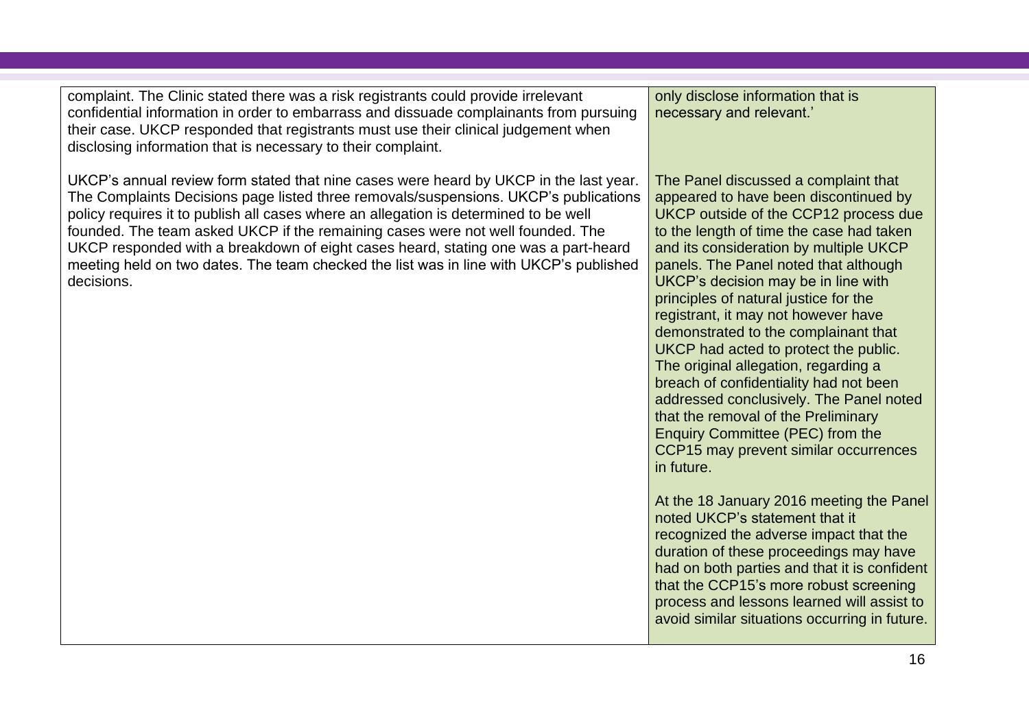| | |
|---|---|
| complaint. The Clinic stated there was a risk registrants could provide irrelevant confidential information in order to embarrass and dissuade complainants from pursuing their case. UKCP responded that registrants must use their clinical judgement when disclosing information that is necessary to their complaint.<br><br>UKCP's annual review form stated that nine cases were heard by UKCP in the last year. The Complaints Decisions page listed three removals/suspensions. UKCP's publications policy requires it to publish all cases where an allegation is determined to be well founded. The team asked UKCP if the remaining cases were not well founded. The UKCP responded with a breakdown of eight cases heard, stating one was a part-heard meeting held on two dates. The team checked the list was in line with UKCP's published decisions. | only disclose information that is necessary and relevant.'<br><br>The Panel discussed a complaint that appeared to have been discontinued by UKCP outside of the CCP12 process due to the length of time the case had taken and its consideration by multiple UKCP panels. The Panel noted that although UKCP's decision may be in line with principles of natural justice for the registrant, it may not however have demonstrated to the complainant that UKCP had acted to protect the public. The original allegation, regarding a breach of confidentiality had not been addressed conclusively. The Panel noted that the removal of the Preliminary Enquiry Committee (PEC) from the CCP15 may prevent similar occurrences in future.<br><br>At the 18 January 2016 meeting the Panel noted UKCP's statement that it recognized the adverse impact that the duration of these proceedings may have had on both parties and that it is confident that the CCP15's more robust screening process and lessons learned will assist to avoid similar situations occurring in future. |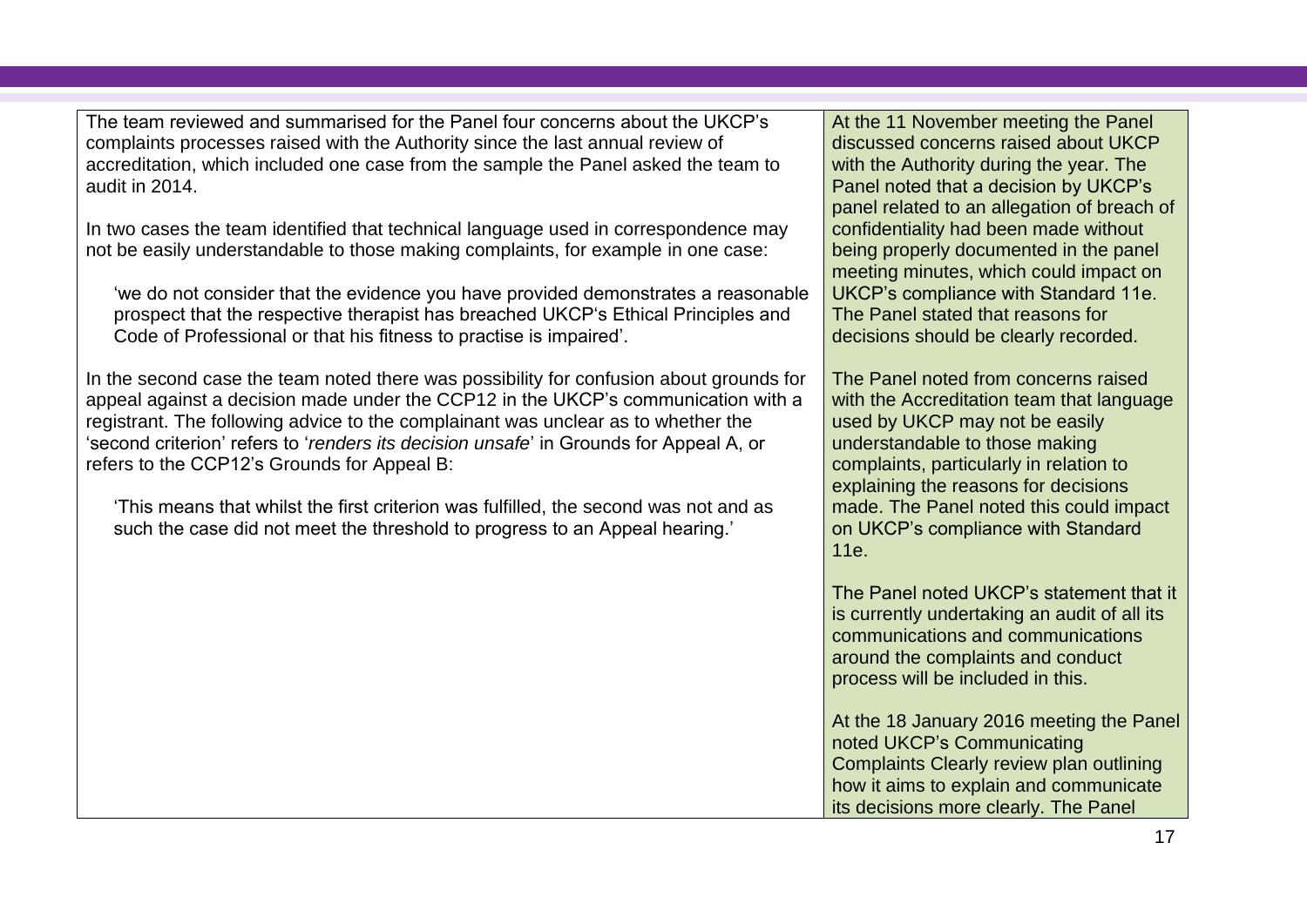| | |
|---|---|
| The team reviewed and summarised for the Panel four concerns about the UKCP's complaints processes raised with the Authority since the last annual review of accreditation, which included one case from the sample the Panel asked the team to audit in 2014.<br><br>In two cases the team identified that technical language used in correspondence may not be easily understandable to those making complaints, for example in one case:<br><br>'we do not consider that the evidence you have provided demonstrates a reasonable prospect that the respective therapist has breached UKCP's Ethical Principles and Code of Professional or that his fitness to practise is impaired'.<br><br>In the second case the team noted there was possibility for confusion about grounds for appeal against a decision made under the CCP12 in the UKCP's communication with a registrant. The following advice to the complainant was unclear as to whether the 'second criterion' refers to '*renders its decision unsafe*' in Grounds for Appeal A, or refers to the CCP12's Grounds for Appeal B:<br><br>'This means that whilst the first criterion was fulfilled, the second was not and as such the case did not meet the threshold to progress to an Appeal hearing.' | At the 11 November meeting the Panel discussed concerns raised about UKCP with the Authority during the year. The Panel noted that a decision by UKCP's panel related to an allegation of breach of confidentiality had been made without being properly documented in the panel meeting minutes, which could impact on UKCP's compliance with Standard 11e. The Panel stated that reasons for decisions should be clearly recorded.<br><br>The Panel noted from concerns raised with the Accreditation team that language used by UKCP may not be easily understandable to those making complaints, particularly in relation to explaining the reasons for decisions made. The Panel noted this could impact on UKCP's compliance with Standard 11e.<br><br>The Panel noted UKCP's statement that it is currently undertaking an audit of all its communications and communications around the complaints and conduct process will be included in this.<br><br>At the 18 January 2016 meeting the Panel noted UKCP's Communicating Complaints Clearly review plan outlining how it aims to explain and communicate its decisions more clearly. The Panel |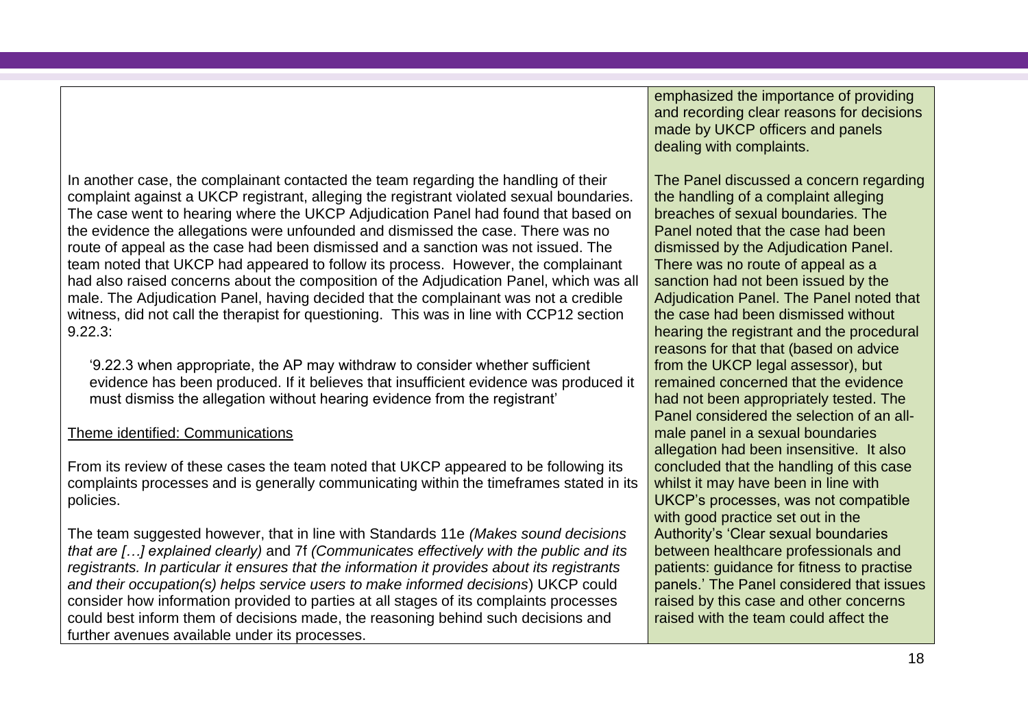| | |
|---|---|
| | emphasized the importance of providing and recording clear reasons for decisions made by UKCP officers and panels dealing with complaints. |
| In another case, the complainant contacted the team regarding the handling of their complaint against a UKCP registrant, alleging the registrant violated sexual boundaries. The case went to hearing where the UKCP Adjudication Panel had found that based on the evidence the allegations were unfounded and dismissed the case. There was no route of appeal as the case had been dismissed and a sanction was not issued. The team noted that UKCP had appeared to follow its process. However, the complainant had also raised concerns about the composition of the Adjudication Panel, which was all male. The Adjudication Panel, having decided that the complainant was not a credible witness, did not call the therapist for questioning. This was in line with CCP12 section 9.22.3:<br><br>'9.22.3 when appropriate, the AP may withdraw to consider whether sufficient evidence has been produced. If it believes that insufficient evidence was produced it must dismiss the allegation without hearing evidence from the registrant'<br><br><u>Theme identified: Communications</u><br><br>From its review of these cases the team noted that UKCP appeared to be following its complaints processes and is generally communicating within the timeframes stated in its policies.<br><br>The team suggested however, that in line with Standards 11e *(Makes sound decisions that are […] explained clearly)* and 7f *(Communicates effectively with the public and its registrants. In particular it ensures that the information it provides about its registrants and their occupation(s) helps service users to make informed decisions*) UKCP could consider how information provided to parties at all stages of its complaints processes could best inform them of decisions made, the reasoning behind such decisions and further avenues available under its processes. | The Panel discussed a concern regarding the handling of a complaint alleging breaches of sexual boundaries. The Panel noted that the case had been dismissed by the Adjudication Panel. There was no route of appeal as a sanction had not been issued by the Adjudication Panel. The Panel noted that the case had been dismissed without hearing the registrant and the procedural reasons for that that (based on advice from the UKCP legal assessor), but remained concerned that the evidence had not been appropriately tested. The Panel considered the selection of an all-male panel in a sexual boundaries allegation had been insensitive. It also concluded that the handling of this case whilst it may have been in line with UKCP's processes, was not compatible with good practice set out in the Authority's 'Clear sexual boundaries between healthcare professionals and patients: guidance for fitness to practise panels.' The Panel considered that issues raised by this case and other concerns raised with the team could affect the |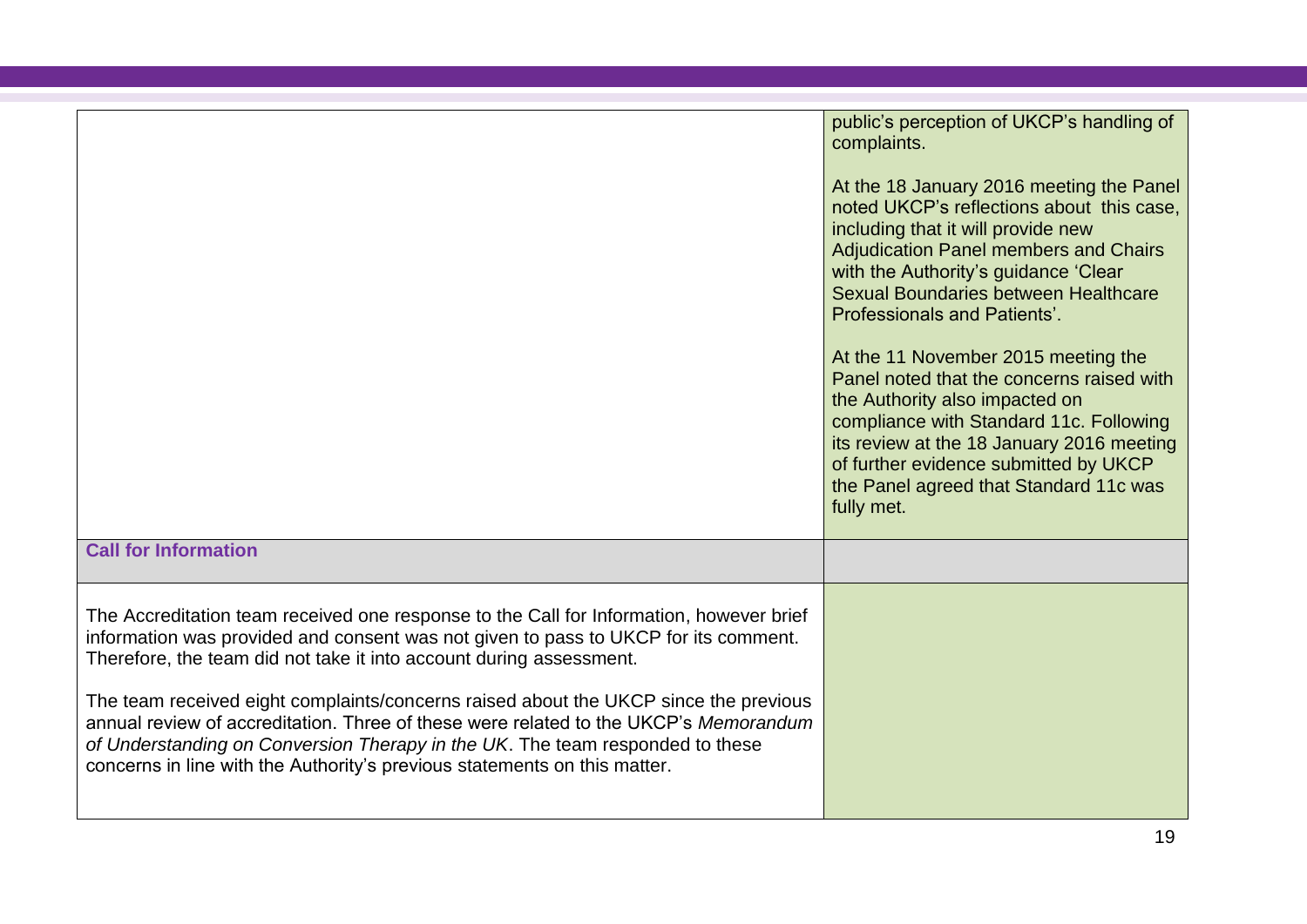| | |
|---|---|
| | public's perception of UKCP's handling of complaints.<br><br>At the 18 January 2016 meeting the Panel noted UKCP's reflections about this case, including that it will provide new Adjudication Panel members and Chairs with the Authority's guidance 'Clear Sexual Boundaries between Healthcare Professionals and Patients'.<br><br>At the 11 November 2015 meeting the Panel noted that the concerns raised with the Authority also impacted on compliance with Standard 11c. Following its review at the 18 January 2016 meeting of further evidence submitted by UKCP the Panel agreed that Standard 11c was fully met. |
| **Call for Information** | |
| The Accreditation team received one response to the Call for Information, however brief information was provided and consent was not given to pass to UKCP for its comment. Therefore, the team did not take it into account during assessment.<br><br>The team received eight complaints/concerns raised about the UKCP since the previous annual review of accreditation. Three of these were related to the UKCP's *Memorandum of Understanding on Conversion Therapy in the UK*. The team responded to these concerns in line with the Authority's previous statements on this matter. | |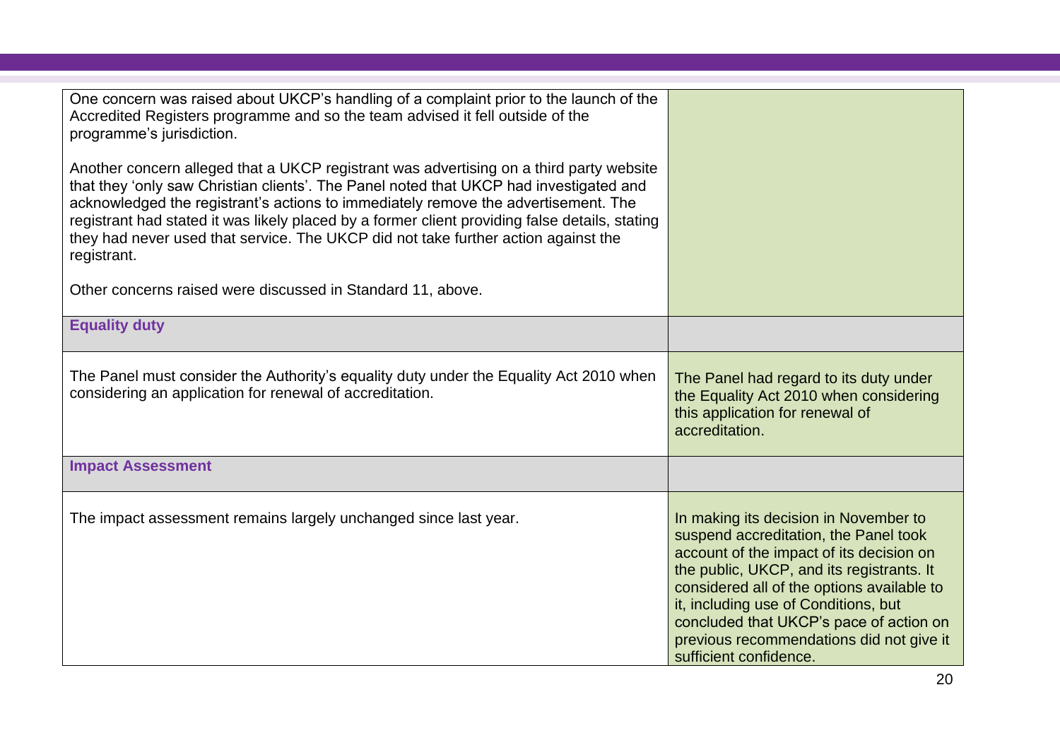| | |
|---|---|
| One concern was raised about UKCP's handling of a complaint prior to the launch of the Accredited Registers programme and so the team advised it fell outside of the programme's jurisdiction.<br><br>Another concern alleged that a UKCP registrant was advertising on a third party website that they 'only saw Christian clients'. The Panel noted that UKCP had investigated and acknowledged the registrant's actions to immediately remove the advertisement. The registrant had stated it was likely placed by a former client providing false details, stating they had never used that service. The UKCP did not take further action against the registrant.<br><br>Other concerns raised were discussed in Standard 11, above. | |
| **Equality duty** | |
| The Panel must consider the Authority's equality duty under the Equality Act 2010 when considering an application for renewal of accreditation. | The Panel had regard to its duty under the Equality Act 2010 when considering this application for renewal of accreditation. |
| **Impact Assessment** | |
| The impact assessment remains largely unchanged since last year. | In making its decision in November to suspend accreditation, the Panel took account of the impact of its decision on the public, UKCP, and its registrants. It considered all of the options available to it, including use of Conditions, but concluded that UKCP's pace of action on previous recommendations did not give it sufficient confidence. |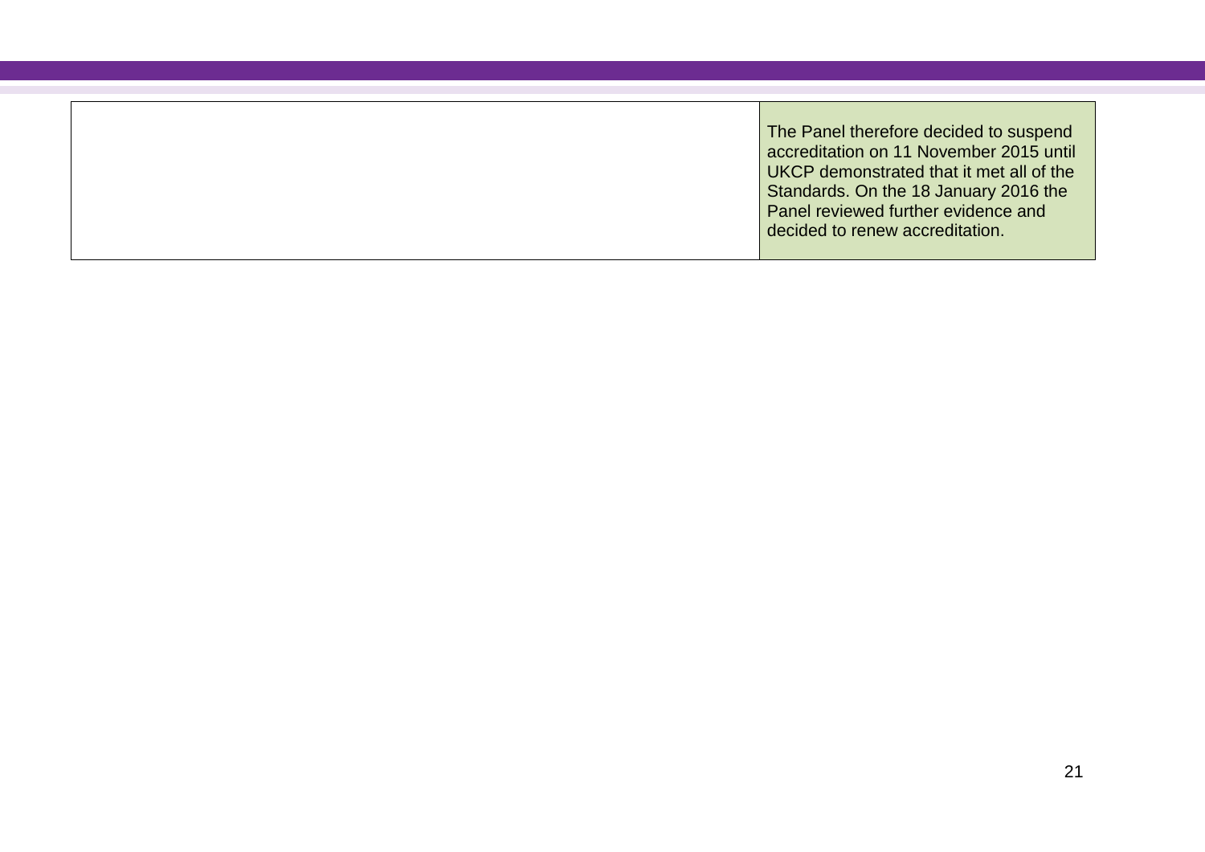| | |
|---|---|
| | The Panel therefore decided to suspend accreditation on 11 November 2015 until UKCP demonstrated that it met all of the Standards. On the 18 January 2016 the Panel reviewed further evidence and decided to renew accreditation. |